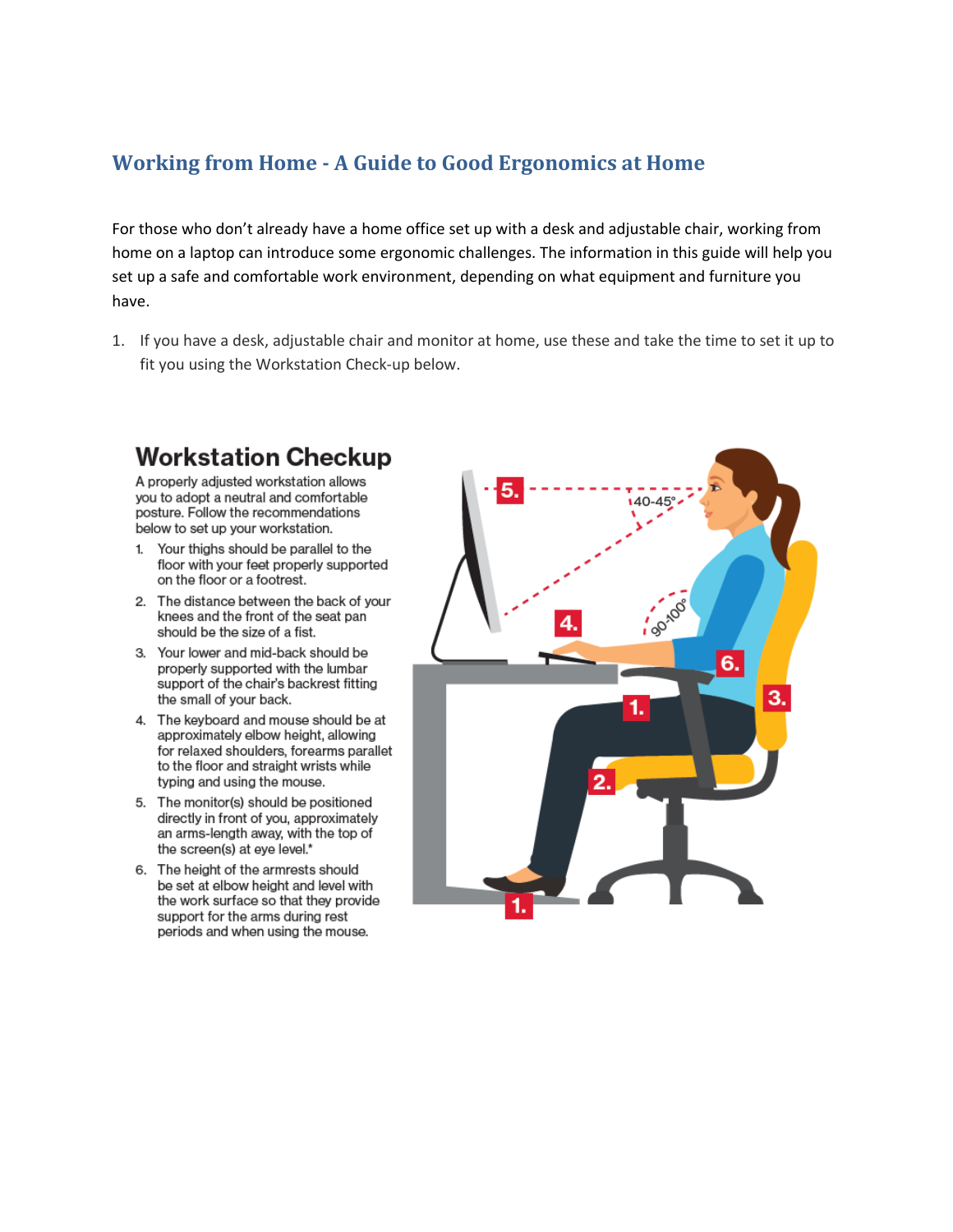## Working from Home - A Guide to Good Ergonomics at Home

For those who don't already have a home office set up with a desk and adjustable chair, working from home on a laptop can introduce some ergonomic challenges. The information in this guide will help you set up a safe and comfortable work environment, depending on what equipment and furniture you have.

1. If you have a desk, adjustable chair and monitor at home, use these and take the time to set it up to fit you using the Workstation Check-up below.

### Workstation Checkup

A properly adjusted workstation allows you to adopt a neutral and comfortable posture. Follow the recommendations below to set up your workstation.

1. Your thighs should be parallel to the floor with your feet properly supported on the floor or a footrest.
2. The distance between the back of your knees and the front of the seat pan should be the size of a fist.
3. Your lower and mid-back should be properly supported with the lumbar support of the chair's backrest fitting the small of your back.
4. The keyboard and mouse should be at approximately elbow height, allowing for relaxed shoulders, forearms parallel to the floor and straight wrists while typing and using the mouse.
5. The monitor(s) should be positioned directly in front of you, approximately an arms-length away, with the top of the screen(s) at eye level.*
6. The height of the armrests should be set at elbow height and level with the work surface so that they provide support for the arms during rest periods and when using the mouse.

5.
40-45°
4.
90-100°
6.
3.
1.
2.
1.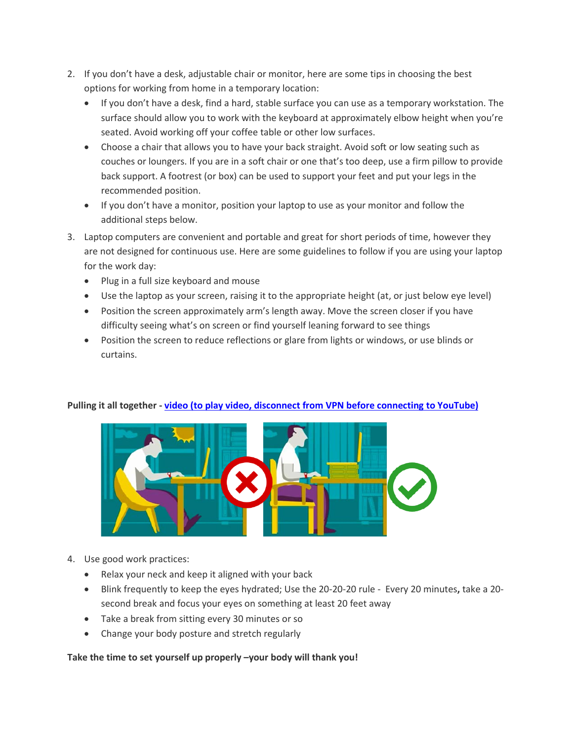2. If you don't have a desk, adjustable chair or monitor, here are some tips in choosing the best options for working from home in a temporary location:
   - If you don't have a desk, find a hard, stable surface you can use as a temporary workstation. The surface should allow you to work with the keyboard at approximately elbow height when you're seated. Avoid working off your coffee table or other low surfaces.
   - Choose a chair that allows you to have your back straight. Avoid soft or low seating such as couches or loungers. If you are in a soft chair or one that's too deep, use a firm pillow to provide back support. A footrest (or box) can be used to support your feet and put your legs in the recommended position.
   - If you don't have a monitor, position your laptop to use as your monitor and follow the additional steps below.
3. Laptop computers are convenient and portable and great for short periods of time, however they are not designed for continuous use. Here are some guidelines to follow if you are using your laptop for the work day:
   - Plug in a full size keyboard and mouse
   - Use the laptop as your screen, raising it to the appropriate height (at, or just below eye level)
   - Position the screen approximately arm's length away. Move the screen closer if you have difficulty seeing what's on screen or find yourself leaning forward to see things
   - Position the screen to reduce reflections or glare from lights or windows, or use blinds or curtains.

**Pulling it all together - video (to play video, disconnect from VPN before connecting to YouTube)**

4. Use good work practices:
   - Relax your neck and keep it aligned with your back
   - Blink frequently to keep the eyes hydrated; Use the 20-20-20 rule - Every 20 minutes**,** take a 20-second break and focus your eyes on something at least 20 feet away
   - Take a break from sitting every 30 minutes or so
   - Change your body posture and stretch regularly

**Take the time to set yourself up properly –your body will thank you!**